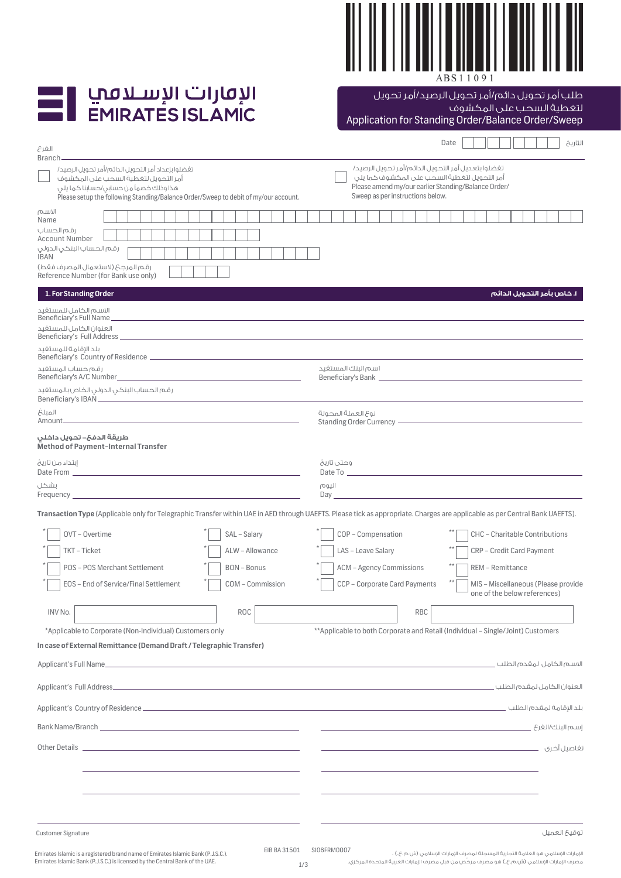ABS11091

الإمارات الإسلامي
EMIRATES ISLAMIC

# طلب أمر تحويل دائم/أمر تحويل الرصيد/أمر تحويل لتغطية السحب على المكشوف
# Application for Standing Order/Balance Order/Sweep

Date ______ التاريخ

الفرع
Branch ______

☐ تفضلوا بإعداد أمر التحويل الدائم/أمر تحويل الرصيد/أمر التحويل لتغطية السحب على المكشوف هذا وذلك خصماً من حسابي/حسابنا كما يلي
Please setup the following Standing/Balance Order/Sweep to debit of my/our account.

☐ تفضلوا بتعديل أمر التحويل الدائم/أمر تحويل الرصيد/أمر التحويل لتغطية السحب على المكشوف كما يلي
Please amend my/our earlier Standing/Balance Order/Sweep as per instructions below.

الاسم
Name ______

رقم الحساب
Account Number ______

رقم الحساب البنكي الدولي
IBAN ______

رقم المرجع (لاستعمال المصرف فقط)
Reference Number (for Bank use only) ______

## 1. For Standing Order — ١. خاص بأمر التحويل الدائم

الاسم الكامل للمستفيد
Beneficiary's Full Name ______

العنوان الكامل للمستفيد
Beneficiary's Full Address ______

بلد الإقامة للمستفيد
Beneficiary's Country of Residence ______

رقم حساب المستفيد
Beneficiary's A/C Number ______

اسم البنك المستفيد
Beneficiary's Bank ______

رقم الحساب البنكي الدولي الخاص بالمستفيد
Beneficiary's IBAN ______

المبلغ
Amount ______

نوع العملة المحولة
Standing Order Currency ______

**طريقة الدفع- تحويل داخلي**
**Method of Payment-Internal Transfer**

إبتداء من تاريخ
Date From ______

وحتى تاريخ
Date To ______

بشكل
Frequency ______

اليوم
Day ______

**Transaction Type** (Applicable only for Telegraphic Transfer within UAE in AED through UAEFTS. Please tick as appropriate. Charges are applicable as per Central Bank UAEFTS).

| | | | |
|---|---|---|---|
| * ☐ OVT – Overtime | * ☐ SAL – Salary | * ☐ COP – Compensation | ** ☐ CHC – Charitable Contributions |
| * ☐ TKT – Ticket | * ☐ ALW – Allowance | * ☐ LAS – Leave Salary | ** ☐ CRP – Credit Card Payment |
| * ☐ POS – POS Merchant Settlement | * ☐ BON – Bonus | * ☐ ACM – Agency Commissions | ** ☐ REM – Remittance |
| * ☐ EOS – End of Service/Final Settlement | * ☐ COM – Commission | * ☐ CCP – Corporate Card Payments | ** ☐ MIS – Miscellaneous (Please provide one of the below references) |

INV No. ______ ROC ______ RBC ______

*Applicable to Corporate (Non-Individual) Customers only

**Applicable to both Corporate and Retail (Individual – Single/Joint) Customers

**In case of External Remittance (Demand Draft / Telegraphic Transfer)**

Applicant's Full Name ______ الاسم الكامل لمقدم الطلب

Applicant's Full Address ______ العنوان الكامل لمقدم الطلب

Applicant's Country of Residence ______ بلد الإقامة لمقدم الطلب

Bank Name/Branch ______ إسم البنك/الفرع

Other Details ______ تفاصيل أخرى

Customer Signature ______ توقيع العميل

Emirates Islamic is a registered brand name of Emirates Islamic Bank (P.J.S.C.).
Emirates Islamic Bank (P.J.S.C.) is licensed by the Central Bank of the UAE.

EIB BA 31501 SI06FRM0007

الإمارات الإسلامي هو العلامة التجارية المسجلة لمصرف الإمارات الإسلامي (ش.م.ع.).
مصرف الإمارات الإسلامي (ش.م.ع.) هو مصرف مرخص من قبل مصرف الإمارات العربية المتحدة المركزي.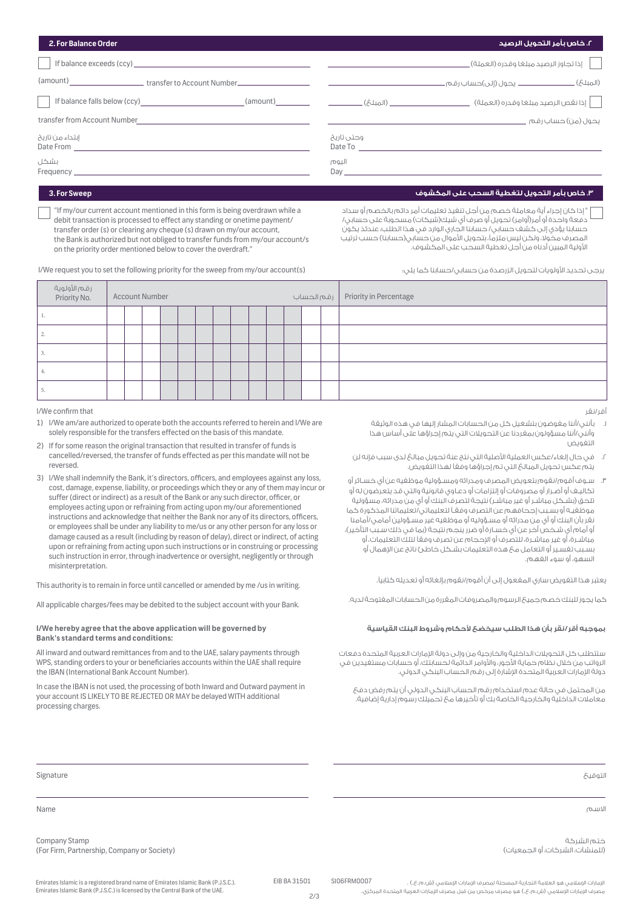## 2. For Balance Order

## ٢. خاص بأمر التحويل الرصيد

☐ If balance exceeds (ccy)\_\_\_\_\_\_\_\_\_\_ (amount)\_\_\_\_\_\_\_\_\_\_ transfer to Account Number\_\_\_\_\_\_\_\_\_\_

☐ إذا تجاوز الرصيد مبلغا وقدره (العملة)\_\_\_\_\_\_\_\_\_\_ (المبلغ)\_\_\_\_\_\_\_\_\_\_ يحول (إلى)حساب رقم\_\_\_\_\_\_\_\_\_\_

☐ If balance falls below (ccy)\_\_\_\_\_\_\_\_\_\_ (amount)\_\_\_\_\_\_\_\_\_\_ transfer from Account Number\_\_\_\_\_\_\_\_\_\_

☐ إذا نقص الرصيد مبلغا وقدره (العملة)\_\_\_\_\_\_\_\_\_\_ (المبلغ)\_\_\_\_\_\_\_\_\_\_ يحول (من) حساب رقم\_\_\_\_\_\_\_\_\_\_

إبتداء من تاريخ
Date From \_\_\_\_\_\_\_\_\_\_

وحتى تاريخ
Date To \_\_\_\_\_\_\_\_\_\_

بشكل
Frequency \_\_\_\_\_\_\_\_\_\_

اليوم
Day \_\_\_\_\_\_\_\_\_\_

## 3. For Sweep

## ٣. خاص بأمر التحويل لتغطية السحب على المكشوف

☐ "If my/our current account mentioned in this form is being overdrawn while a debit transaction is processed to effect any standing or onetime payment/ transfer order (s) or clearing any cheque (s) drawn on my/our account, the Bank is authorized but not obliged to transfer funds from my/our account/s on the priority order mentioned below to cover the overdraft."

☐ "إذا كان إجراء أية معاملة خصم من أجل تنفيذ تعليمات أمر دائم بالخصم أو سداد دفعة واحدة أو أمر(أوامر) تحويل أو صرف أي شيك(شيكات) مسحوبة على حسابي/ حسابنا يؤدي إلى كشف حسابي/ حسابنا الجاري الوارد في هذا الطلب، عندئذ يكون المصرف مخولا، ولكن ليس ملزما، بتحويل الأموال من حسابي(حسابنا) حسب ترتيب الأولية المبين أدناه من أجل تغطية السحب على المكشوف."

I/We request you to set the following priority for the sweep from my/our account(s)

يرجى تحديد الأولويات لتحويل الأرصدة من حسابي/حسابنا كما يلي:

| رقم الأولوية Priority No. | Account Number رقم الحساب | Priority in Percentage |
|---|---|---|
| 1. | | |
| 2. | | |
| 3. | | |
| 4. | | |
| 5. | | |

I/We confirm that

1) I/We am/are authorized to operate both the accounts referred to herein and I/We are solely responsible for the transfers effected on the basis of this mandate.
2) If for some reason the original transaction that resulted in transfer of funds is cancelled/reversed, the transfer of funds effected as per this mandate will not be reversed.
3) I/We shall indemnify the Bank, it's directors, officers, and employees against any loss, cost, damage, expense, liability, or proceedings which they or any of them may incur or suffer (direct or indirect) as a result of the Bank or any such director, officer, or employees acting upon or refraining from acting upon my/our aforementioned instructions and acknowledge that neither the Bank nor any of its directors, officers, or employees shall be under any liability to me/us or any other person for any loss or damage caused as a result (including by reason of delay), direct or indirect, of acting upon or refraining from acting upon such instructions or in construing or processing such instruction in error, through inadvertence or oversight, negligently or through misinterpretation.

أقر/نقر

١. بأنني/أننا مفوضون بتشغيل كل من الحسابات المشار إليها في هذه الوثيقة وأنني/أننا مسؤولون بمفردنا عن التحويلات التي يتم إجراؤها على أساس هذا التفويض
٢. في حال إلغاء/عكس العملية الأصلية التي نتج عنة تحويل مبالغ لدى سبب فإنه لن يتم عكس تحويل المبالغ التي تم إجراؤها وفقا لهذا التفويض.
٣. سوف أقوم/نقوم بتعويض المصرف ومدرائه ومسؤولية موظفيه عن أي خسائر أو تكاليف أو أضرار أو مصروفات أو إلتزامات أو دعاوى قانونية والتي قد يتعرضون له أو تلحق (بشكل مباشر أو غير مباشر) نتيجة لتصرف البنك أو أي من مدرائه، مسؤولية موظفيه أو بسبب إحجامهم عن التصرف وفقا لتعليماتي/تعليماتنا المذكورة كما نقر بأن البنك أو أي من مدرائه أو مسؤوليه أو موظفيه غير مسؤولين أمامي/أمامنا أو أمام أي شخص آخر عن أي خسارة أو ضرر ينجم نتيجة (بما في ذلك سبب التأخير)، مباشرة، أو غير مباشرة، للتصرف أو الإحجام عن تصرف وفقا لتلك التعليمات، أو بسبب تفسير أو التعامل مع هذه التعليمات بشكل خاطئ ناتج عن الإهمال أو السهو، أو سوء الفهم.

This authority is to remain in force until cancelled or amended by me /us in writing.

يعتبر هذا التفويض ساري المفعول إلى أن أقوم/نقوم بإلغائه أو تعديله كتابيا.

All applicable charges/fees may be debited to the subject account with your Bank.

كما يجوز للبنك خصم جميع الرسوم والمصروفات المقررة من الحسابات المفتوحة لديه.

**I/We hereby agree that the above application will be governed by Bank's standard terms and conditions:**

**بموجبه أقر/نقر بأن هذا الطلب سيخضع لأحكام وشروط البنك القياسية**

All inward and outward remittances from and to the UAE, salary payments through WPS, standing orders to your or beneficiaries accounts within the UAE shall require the IBAN (International Bank Account Number).

ستتطلب كل التحويلات الداخلية والخارجية من وإلى دولة الإمارات العربية المتحدة دفعات الرواتب من خلال نظام حماية الأجور، والأوامر الدائمة لحساباتك، أو حسابات مستفيدين في دولة الإمارات العربية المتحدة الإشارة إلى رقم الحساب البنكي الدولي.

In case the IBAN is not used, the processing of both Inward and Outward payment in your account IS LIKELY TO BE REJECTED OR MAY be delayed WITH additional processing charges.

من المحتمل في حالة عدم استخدام رقم الحساب البنكي الدولي أن يتم رفض دفع معاملات الداخلية والخارجية الخاصة بك أو تأخيرها مع تحميلك رسوم إدارية إضافية.

Signature \_\_\_\_\_\_\_\_\_\_ التوقيع

Name \_\_\_\_\_\_\_\_\_\_ الاسم

Company Stamp
(For Firm, Partnership, Company or Society)

ختم الشركة
(للمنشآت، الشركات، أو الجمعيات)

Emirates Islamic is a registered brand name of Emirates Islamic Bank (P.J.S.C.). Emirates Islamic Bank (P.J.S.C.) is licensed by the Central Bank of the UAE.

EIB BA 31501 SIO6FRM0007

الإمارات الإسلامي هو العلامة التجارية المسجلة لمصرف الإمارات الإسلامي (ش.م.ع.). مصرف الإمارات الإسلامي (ش.م.ع.) هو مصرف مرخص من قبل مصرف الإمارات العربية المتحدة المركزي.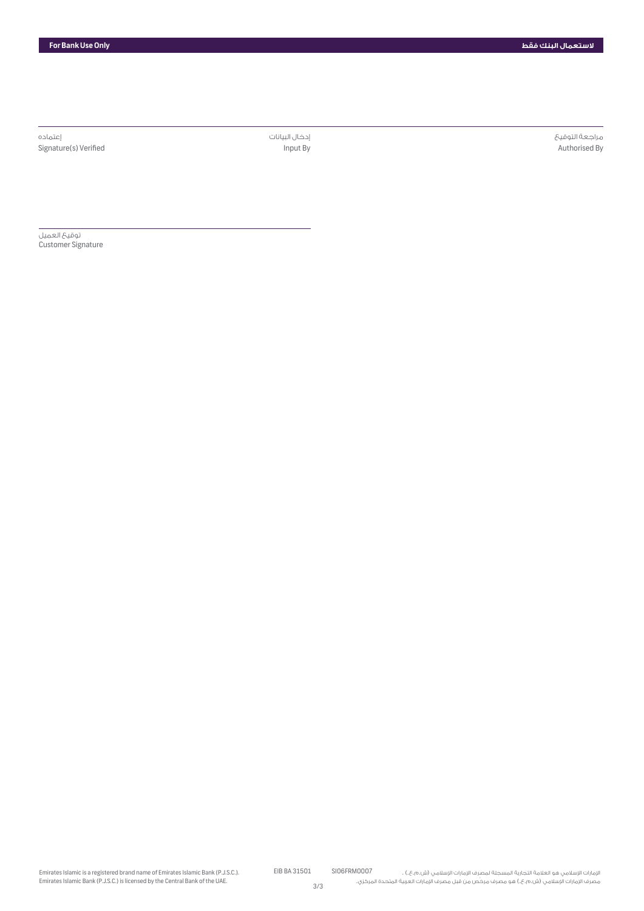**For Bank Use Only** **لاستعمال البنك فقط**

| | | |
|---|---|---|
| إعتماده<br>Signature(s) Verified | إدخال البيانات<br>Input By | مراجعة التوقيع<br>Authorised By |

توقيع العميل
Customer Signature

Emirates Islamic is a registered brand name of Emirates Islamic Bank (P.J.S.C.).
Emirates Islamic Bank (P.J.S.C.) is licensed by the Central Bank of the UAE.

EIB BA 31501 SI06FRM0007

الإمارات الإسلامي هو العلامة التجارية المسجلة لمصرف الإمارات الإسلامي (ش.م.ع.) .
مصرف الإمارات الإسلامي (ش.م.ع.) هو مصرف مرخص من قبل مصرف الإمارات العربية المتحدة المركزي.